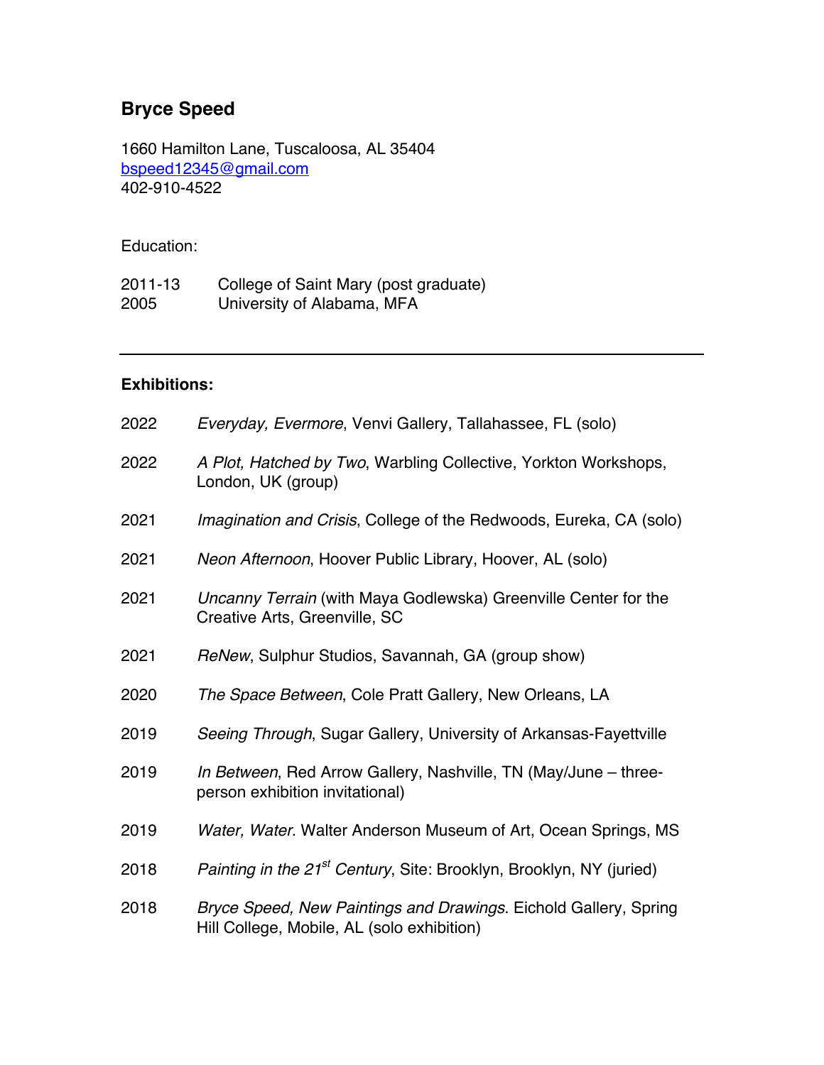# Bryce Speed

1660 Hamilton Lane, Tuscaloosa, AL 35404
bspeed12345@gmail.com
402-910-4522

Education:

2011-13 College of Saint Mary (post graduate)
2005 University of Alabama, MFA

---

**Exhibitions:**

2022 *Everyday, Evermore*, Venvi Gallery, Tallahassee, FL (solo)

2022 *A Plot, Hatched by Two*, Warbling Collective, Yorkton Workshops, London, UK (group)

2021 *Imagination and Crisis*, College of the Redwoods, Eureka, CA (solo)

2021 *Neon Afternoon*, Hoover Public Library, Hoover, AL (solo)

2021 *Uncanny Terrain* (with Maya Godlewska) Greenville Center for the Creative Arts, Greenville, SC

2021 *ReNew*, Sulphur Studios, Savannah, GA (group show)

2020 *The Space Between*, Cole Pratt Gallery, New Orleans, LA

2019 *Seeing Through*, Sugar Gallery, University of Arkansas-Fayettville

2019 *In Between*, Red Arrow Gallery, Nashville, TN (May/June – three-person exhibition invitational)

2019 *Water, Water*. Walter Anderson Museum of Art, Ocean Springs, MS

2018 *Painting in the 21st Century*, Site: Brooklyn, Brooklyn, NY (juried)

2018 *Bryce Speed, New Paintings and Drawings*. Eichold Gallery, Spring Hill College, Mobile, AL (solo exhibition)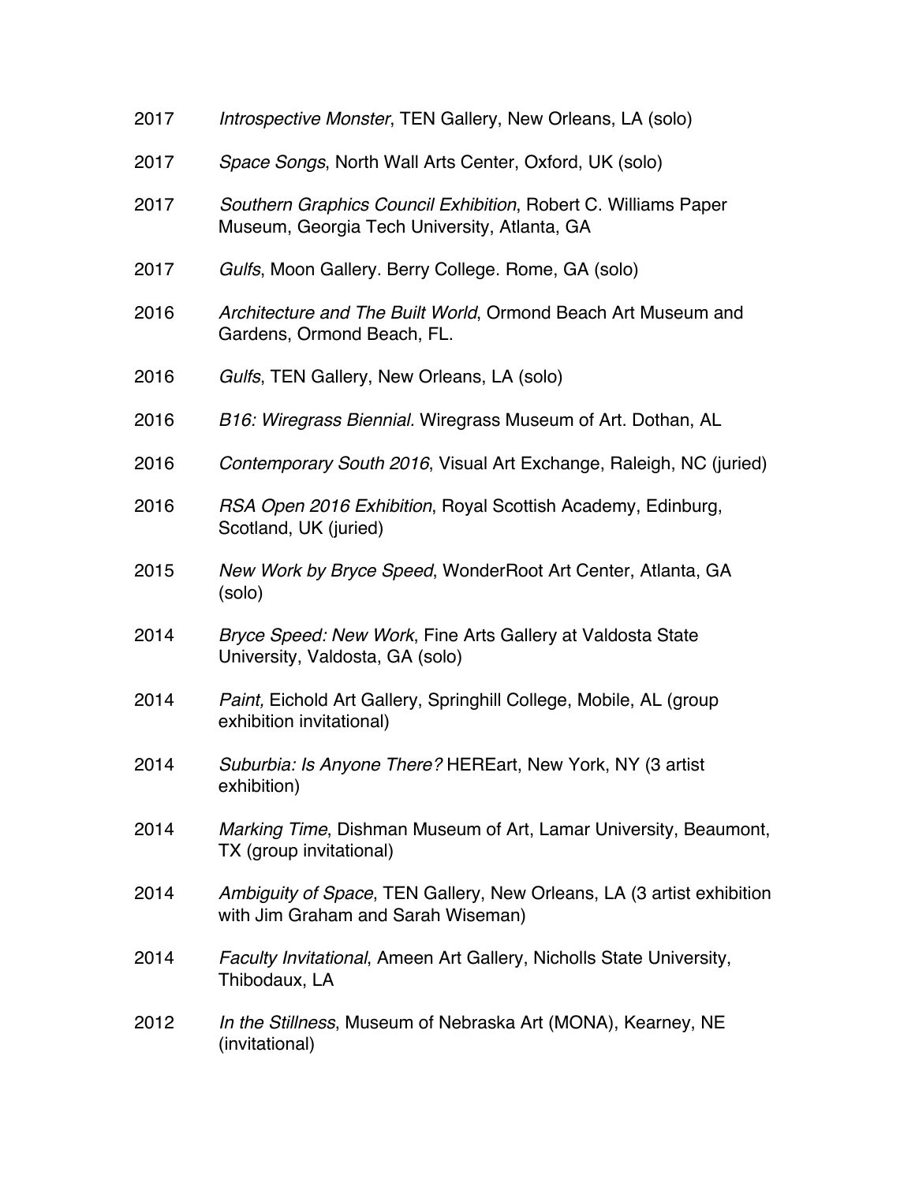2017 *Introspective Monster*, TEN Gallery, New Orleans, LA (solo)

2017 *Space Songs*, North Wall Arts Center, Oxford, UK (solo)

2017 *Southern Graphics Council Exhibition*, Robert C. Williams Paper Museum, Georgia Tech University, Atlanta, GA

2017 *Gulfs*, Moon Gallery. Berry College. Rome, GA (solo)

2016 *Architecture and The Built World*, Ormond Beach Art Museum and Gardens, Ormond Beach, FL.

2016 *Gulfs*, TEN Gallery, New Orleans, LA (solo)

2016 *B16: Wiregrass Biennial*. Wiregrass Museum of Art. Dothan, AL

2016 *Contemporary South 2016*, Visual Art Exchange, Raleigh, NC (juried)

2016 *RSA Open 2016 Exhibition*, Royal Scottish Academy, Edinburg, Scotland, UK (juried)

2015 *New Work by Bryce Speed*, WonderRoot Art Center, Atlanta, GA (solo)

2014 *Bryce Speed: New Work*, Fine Arts Gallery at Valdosta State University, Valdosta, GA (solo)

2014 *Paint,* Eichold Art Gallery, Springhill College, Mobile, AL (group exhibition invitational)

2014 *Suburbia: Is Anyone There?* HEREart, New York, NY (3 artist exhibition)

2014 *Marking Time*, Dishman Museum of Art, Lamar University, Beaumont, TX (group invitational)

2014 *Ambiguity of Space*, TEN Gallery, New Orleans, LA (3 artist exhibition with Jim Graham and Sarah Wiseman)

2014 *Faculty Invitational*, Ameen Art Gallery, Nicholls State University, Thibodaux, LA

2012 *In the Stillness*, Museum of Nebraska Art (MONA), Kearney, NE (invitational)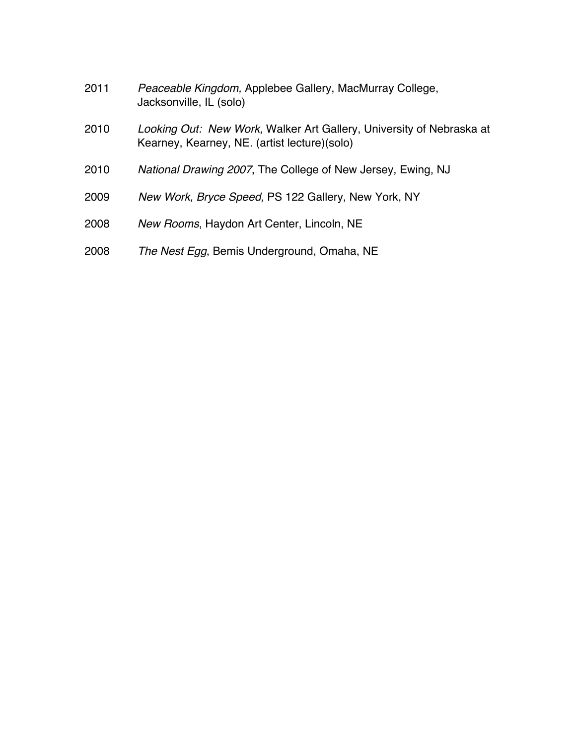2011 *Peaceable Kingdom,* Applebee Gallery, MacMurray College, Jacksonville, IL (solo)

2010 *Looking Out: New Work,* Walker Art Gallery, University of Nebraska at Kearney, Kearney, NE. (artist lecture)(solo)

2010 *National Drawing 2007*, The College of New Jersey, Ewing, NJ

2009 *New Work, Bryce Speed,* PS 122 Gallery, New York, NY

2008 *New Rooms*, Haydon Art Center, Lincoln, NE

2008 *The Nest Egg*, Bemis Underground, Omaha, NE